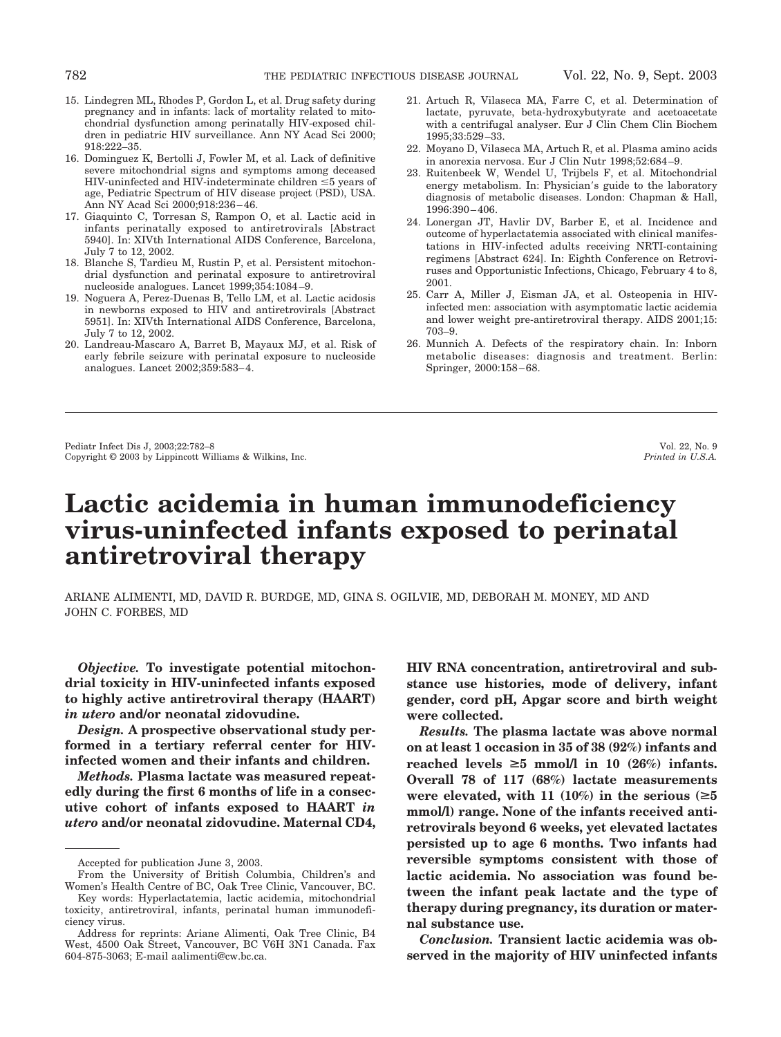15. Lindegren ML, Rhodes P, Gordon L, et al. Drug safety during pregnancy and in infants: lack of mortality related to mitochondrial dysfunction among perinatally HIV-exposed children in pediatric HIV surveillance. Ann NY Acad Sci 2000; 918:222–35.
16. Dominguez K, Bertolli J, Fowler M, et al. Lack of definitive severe mitochondrial signs and symptoms among deceased HIV-uninfected and HIV-indeterminate children ≤5 years of age, Pediatric Spectrum of HIV disease project (PSD), USA. Ann NY Acad Sci 2000;918:236–46.
17. Giaquinto C, Torresan S, Rampon O, et al. Lactic acid in infants perinatally exposed to antiretrovirals [Abstract 5940]. In: XIVth International AIDS Conference, Barcelona, July 7 to 12, 2002.
18. Blanche S, Tardieu M, Rustin P, et al. Persistent mitochondrial dysfunction and perinatal exposure to antiretroviral nucleoside analogues. Lancet 1999;354:1084–9.
19. Noguera A, Perez-Duenas B, Tello LM, et al. Lactic acidosis in newborns exposed to HIV and antiretrovirals [Abstract 5951]. In: XIVth International AIDS Conference, Barcelona, July 7 to 12, 2002.
20. Landreau-Mascaro A, Barret B, Mayaux MJ, et al. Risk of early febrile seizure with perinatal exposure to nucleoside analogues. Lancet 2002;359:583–4.
21. Artuch R, Vilaseca MA, Farre C, et al. Determination of lactate, pyruvate, beta-hydroxybutyrate and acetoacetate with a centrifugal analyser. Eur J Clin Chem Clin Biochem 1995;33:529–33.
22. Moyano D, Vilaseca MA, Artuch R, et al. Plasma amino acids in anorexia nervosa. Eur J Clin Nutr 1998;52:684–9.
23. Ruitenbeek W, Wendel U, Trijbels F, et al. Mitochondrial energy metabolism. In: Physician's guide to the laboratory diagnosis of metabolic diseases. London: Chapman & Hall, 1996:390–406.
24. Lonergan JT, Havlir DV, Barber E, et al. Incidence and outcome of hyperlactatemia associated with clinical manifestations in HIV-infected adults receiving NRTI-containing regimens [Abstract 624]. In: Eighth Conference on Retroviruses and Opportunistic Infections, Chicago, February 4 to 8, 2001.
25. Carr A, Miller J, Eisman JA, et al. Osteopenia in HIV-infected men: association with asymptomatic lactic acidemia and lower weight pre-antiretroviral therapy. AIDS 2001;15: 703–9.
26. Munnich A. Defects of the respiratory chain. In: Inborn metabolic diseases: diagnosis and treatment. Berlin: Springer, 2000:158–68.

---

Pediatr Infect Dis J, 2003;22:782–8
Copyright © 2003 by Lippincott Williams & Wilkins, Inc.

# Lactic acidemia in human immunodeficiency virus-uninfected infants exposed to perinatal antiretroviral therapy

ARIANE ALIMENTI, MD, DAVID R. BURDGE, MD, GINA S. OGILVIE, MD, DEBORAH M. MONEY, MD AND JOHN C. FORBES, MD

***Objective.*** **To investigate potential mitochondrial toxicity in HIV-uninfected infants exposed to highly active antiretroviral therapy (HAART) *in utero* and/or neonatal zidovudine.**

***Design.*** **A prospective observational study performed in a tertiary referral center for HIV-infected women and their infants and children.**

***Methods.*** **Plasma lactate was measured repeatedly during the first 6 months of life in a consecutive cohort of infants exposed to HAART *in utero* and/or neonatal zidovudine. Maternal CD4, HIV RNA concentration, antiretroviral and substance use histories, mode of delivery, infant gender, cord pH, Apgar score and birth weight were collected.**

***Results.*** **The plasma lactate was above normal on at least 1 occasion in 35 of 38 (92%) infants and reached levels ≥5 mmol/l in 10 (26%) infants. Overall 78 of 117 (68%) lactate measurements were elevated, with 11 (10%) in the serious (≥5 mmol/l) range. None of the infants received antiretrovirals beyond 6 weeks, yet elevated lactates persisted up to age 6 months. Two infants had reversible symptoms consistent with those of lactic acidemia. No association was found between the infant peak lactate and the type of therapy during pregnancy, its duration or maternal substance use.**

***Conclusion.*** **Transient lactic acidemia was observed in the majority of HIV uninfected infants**

---

Accepted for publication June 3, 2003.

From the University of British Columbia, Children's and Women's Health Centre of BC, Oak Tree Clinic, Vancouver, BC.

Key words: Hyperlactatemia, lactic acidemia, mitochondrial toxicity, antiretroviral, infants, perinatal human immunodeficiency virus.

Address for reprints: Ariane Alimenti, Oak Tree Clinic, B4 West, 4500 Oak Street, Vancouver, BC V6H 3N1 Canada. Fax 604-875-3063; E-mail aalimenti@cw.bc.ca.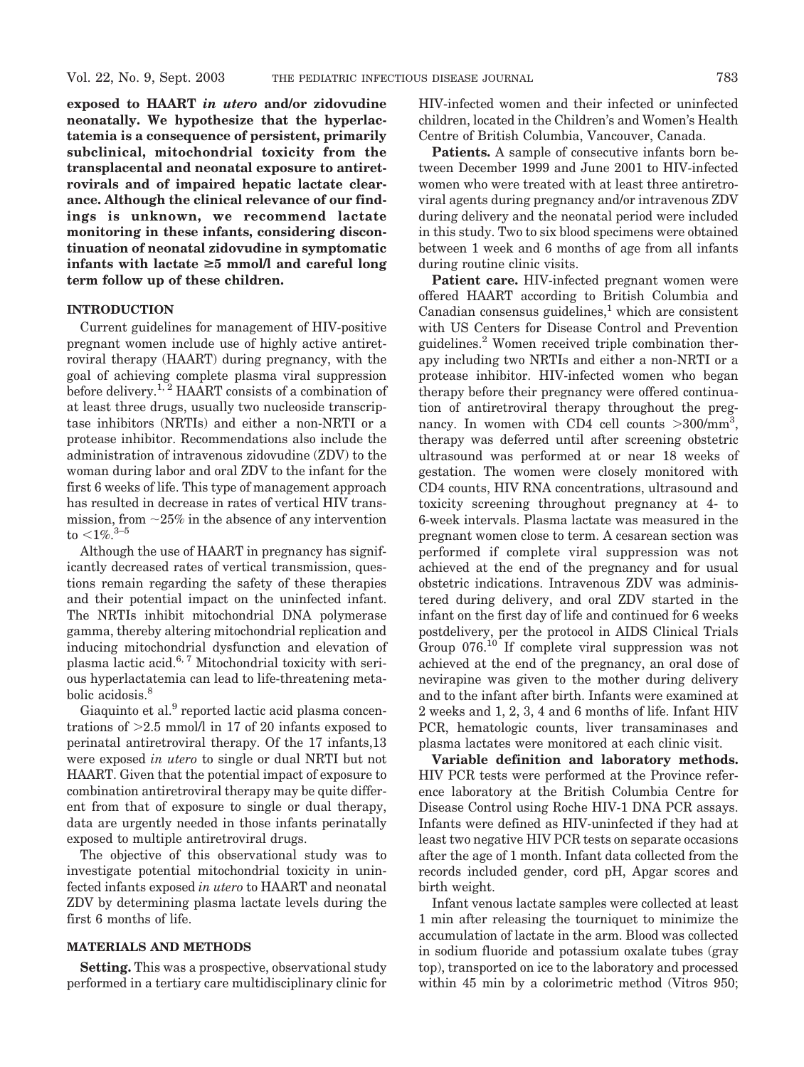**exposed to HAART *in utero* and/or zidovudine neonatally. We hypothesize that the hyperlactatemia is a consequence of persistent, primarily subclinical, mitochondrial toxicity from the transplacental and neonatal exposure to antiretrovirals and of impaired hepatic lactate clearance. Although the clinical relevance of our findings is unknown, we recommend lactate monitoring in these infants, considering discontinuation of neonatal zidovudine in symptomatic infants with lactate ≥5 mmol/l and careful long term follow up of these children.**

## INTRODUCTION

Current guidelines for management of HIV-positive pregnant women include use of highly active antiretroviral therapy (HAART) during pregnancy, with the goal of achieving complete plasma viral suppression before delivery.[1,2] HAART consists of a combination of at least three drugs, usually two nucleoside transcriptase inhibitors (NRTIs) and either a non-NRTI or a protease inhibitor. Recommendations also include the administration of intravenous zidovudine (ZDV) to the woman during labor and oral ZDV to the infant for the first 6 weeks of life. This type of management approach has resulted in decrease in rates of vertical HIV transmission, from ~25% in the absence of any intervention to <1%.[3–5]

Although the use of HAART in pregnancy has significantly decreased rates of vertical transmission, questions remain regarding the safety of these therapies and their potential impact on the uninfected infant. The NRTIs inhibit mitochondrial DNA polymerase gamma, thereby altering mitochondrial replication and inducing mitochondrial dysfunction and elevation of plasma lactic acid.[6,7] Mitochondrial toxicity with serious hyperlactatemia can lead to life-threatening metabolic acidosis.[8]

Giaquinto et al.[9] reported lactic acid plasma concentrations of >2.5 mmol/l in 17 of 20 infants exposed to perinatal antiretroviral therapy. Of the 17 infants,13 were exposed *in utero* to single or dual NRTI but not HAART. Given that the potential impact of exposure to combination antiretroviral therapy may be quite different from that of exposure to single or dual therapy, data are urgently needed in those infants perinatally exposed to multiple antiretroviral drugs.

The objective of this observational study was to investigate potential mitochondrial toxicity in uninfected infants exposed *in utero* to HAART and neonatal ZDV by determining plasma lactate levels during the first 6 months of life.

## MATERIALS AND METHODS

**Setting.** This was a prospective, observational study performed in a tertiary care multidisciplinary clinic for HIV-infected women and their infected or uninfected children, located in the Children's and Women's Health Centre of British Columbia, Vancouver, Canada.

**Patients.** A sample of consecutive infants born between December 1999 and June 2001 to HIV-infected women who were treated with at least three antiretroviral agents during pregnancy and/or intravenous ZDV during delivery and the neonatal period were included in this study. Two to six blood specimens were obtained between 1 week and 6 months of age from all infants during routine clinic visits.

**Patient care.** HIV-infected pregnant women were offered HAART according to British Columbia and Canadian consensus guidelines,[1] which are consistent with US Centers for Disease Control and Prevention guidelines.[2] Women received triple combination therapy including two NRTIs and either a non-NRTI or a protease inhibitor. HIV-infected women who began therapy before their pregnancy were offered continuation of antiretroviral therapy throughout the pregnancy. In women with CD4 cell counts >300/mm$^3$, therapy was deferred until after screening obstetric ultrasound was performed at or near 18 weeks of gestation. The women were closely monitored with CD4 counts, HIV RNA concentrations, ultrasound and toxicity screening throughout pregnancy at 4- to 6-week intervals. Plasma lactate was measured in the pregnant women close to term. A cesarean section was performed if complete viral suppression was not achieved at the end of the pregnancy and for usual obstetric indications. Intravenous ZDV was administered during delivery, and oral ZDV started in the infant on the first day of life and continued for 6 weeks postdelivery, per the protocol in AIDS Clinical Trials Group 076.[10] If complete viral suppression was not achieved at the end of the pregnancy, an oral dose of nevirapine was given to the mother during delivery and to the infant after birth. Infants were examined at 2 weeks and 1, 2, 3, 4 and 6 months of life. Infant HIV PCR, hematologic counts, liver transaminases and plasma lactates were monitored at each clinic visit.

**Variable definition and laboratory methods.** HIV PCR tests were performed at the Province reference laboratory at the British Columbia Centre for Disease Control using Roche HIV-1 DNA PCR assays. Infants were defined as HIV-uninfected if they had at least two negative HIV PCR tests on separate occasions after the age of 1 month. Infant data collected from the records included gender, cord pH, Apgar scores and birth weight.

Infant venous lactate samples were collected at least 1 min after releasing the tourniquet to minimize the accumulation of lactate in the arm. Blood was collected in sodium fluoride and potassium oxalate tubes (gray top), transported on ice to the laboratory and processed within 45 min by a colorimetric method (Vitros 950;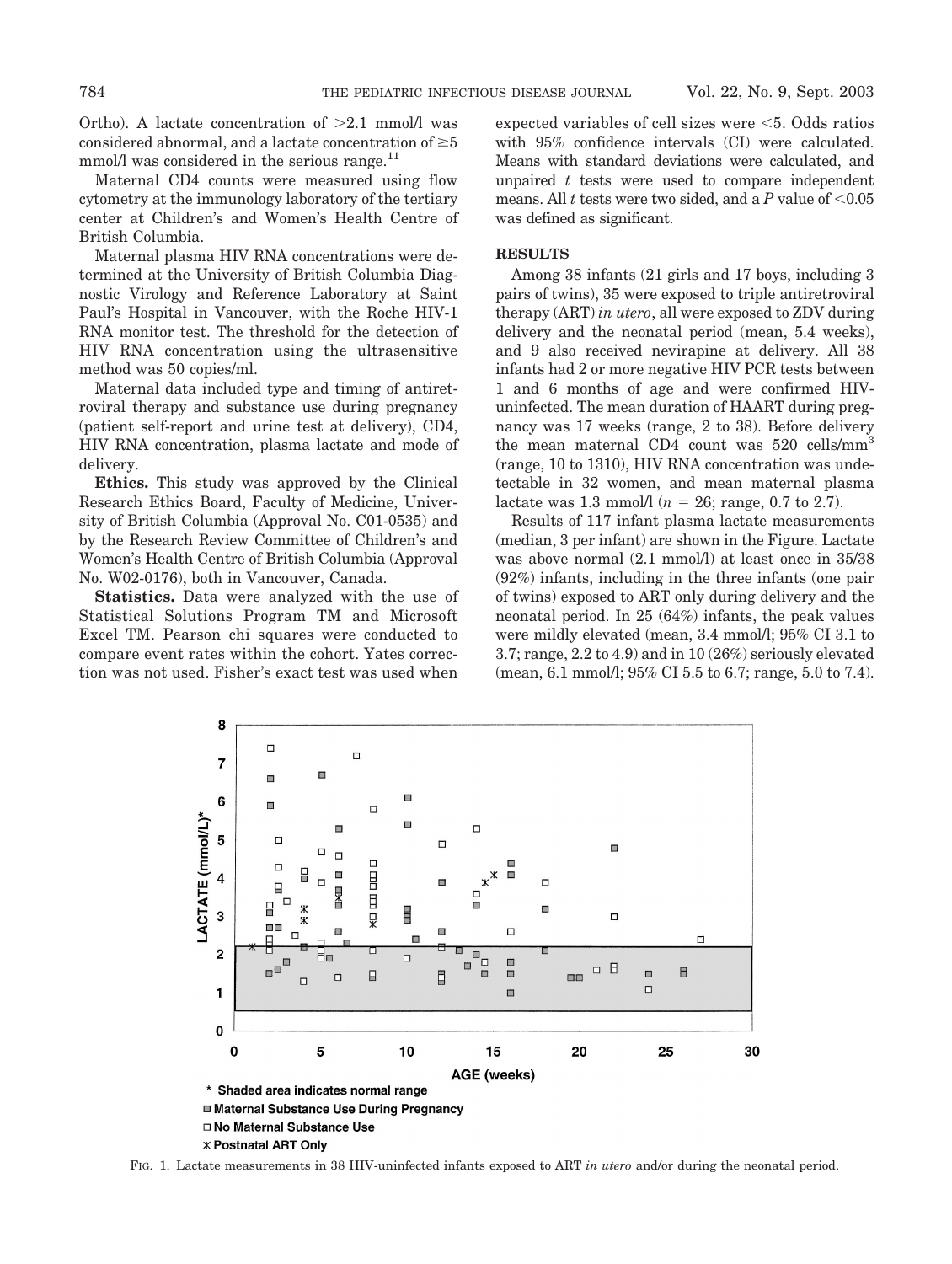Ortho). A lactate concentration of >2.1 mmol/l was considered abnormal, and a lactate concentration of ≥5 mmol/l was considered in the serious range.[11]

Maternal CD4 counts were measured using flow cytometry at the immunology laboratory of the tertiary center at Children's and Women's Health Centre of British Columbia.

Maternal plasma HIV RNA concentrations were determined at the University of British Columbia Diagnostic Virology and Reference Laboratory at Saint Paul's Hospital in Vancouver, with the Roche HIV-1 RNA monitor test. The threshold for the detection of HIV RNA concentration using the ultrasensitive method was 50 copies/ml.

Maternal data included type and timing of antiretroviral therapy and substance use during pregnancy (patient self-report and urine test at delivery), CD4, HIV RNA concentration, plasma lactate and mode of delivery.

**Ethics.** This study was approved by the Clinical Research Ethics Board, Faculty of Medicine, University of British Columbia (Approval No. C01-0535) and by the Research Review Committee of Children's and Women's Health Centre of British Columbia (Approval No. W02-0176), both in Vancouver, Canada.

**Statistics.** Data were analyzed with the use of Statistical Solutions Program TM and Microsoft Excel TM. Pearson chi squares were conducted to compare event rates within the cohort. Yates correction was not used. Fisher's exact test was used when expected variables of cell sizes were <5. Odds ratios with 95% confidence intervals (CI) were calculated. Means with standard deviations were calculated, and unpaired *t* tests were used to compare independent means. All *t* tests were two sided, and a *P* value of <0.05 was defined as significant.

## RESULTS

Among 38 infants (21 girls and 17 boys, including 3 pairs of twins), 35 were exposed to triple antiretroviral therapy (ART) *in utero*, all were exposed to ZDV during delivery and the neonatal period (mean, 5.4 weeks), and 9 also received nevirapine at delivery. All 38 infants had 2 or more negative HIV PCR tests between 1 and 6 months of age and were confirmed HIV-uninfected. The mean duration of HAART during pregnancy was 17 weeks (range, 2 to 38). Before delivery the mean maternal CD4 count was 520 cells/mm$^3$ (range, 10 to 1310), HIV RNA concentration was undetectable in 32 women, and mean maternal plasma lactate was 1.3 mmol/l ($n$ = 26; range, 0.7 to 2.7).

Results of 117 infant plasma lactate measurements (median, 3 per infant) are shown in the Figure. Lactate was above normal (2.1 mmol/l) at least once in 35/38 (92%) infants, including in the three infants (one pair of twins) exposed to ART only during delivery and the neonatal period. In 25 (64%) infants, the peak values were mildly elevated (mean, 3.4 mmol/l; 95% CI 3.1 to 3.7; range, 2.2 to 4.9) and in 10 (26%) seriously elevated (mean, 6.1 mmol/l; 95% CI 5.5 to 6.7; range, 5.0 to 7.4).

\* Shaded area indicates normal range
■ Maternal Substance Use During Pregnancy
□ No Maternal Substance Use
⁎ Postnatal ART Only

FIG. 1. Lactate measurements in 38 HIV-uninfected infants exposed to ART *in utero* and/or during the neonatal period.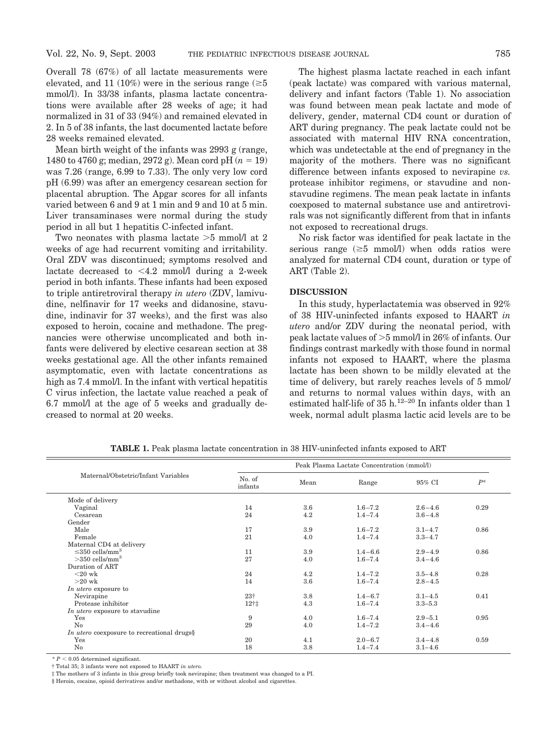Overall 78 (67%) of all lactate measurements were elevated, and 11 (10%) were in the serious range (≥5 mmol/l). In 33/38 infants, plasma lactate concentrations were available after 28 weeks of age; it had normalized in 31 of 33 (94%) and remained elevated in 2. In 5 of 38 infants, the last documented lactate before 28 weeks remained elevated.

Mean birth weight of the infants was 2993 g (range, 1480 to 4760 g; median, 2972 g). Mean cord pH ($n = 19$) was 7.26 (range, 6.99 to 7.33). The only very low cord pH (6.99) was after an emergency cesarean section for placental abruption. The Apgar scores for all infants varied between 6 and 9 at 1 min and 9 and 10 at 5 min. Liver transaminases were normal during the study period in all but 1 hepatitis C-infected infant.

Two neonates with plasma lactate >5 mmol/l at 2 weeks of age had recurrent vomiting and irritability. Oral ZDV was discontinued; symptoms resolved and lactate decreased to <4.2 mmol/l during a 2-week period in both infants. These infants had been exposed to triple antiretroviral therapy *in utero* (ZDV, lamivudine, nelfinavir for 17 weeks and didanosine, stavudine, indinavir for 37 weeks), and the first was also exposed to heroin, cocaine and methadone. The pregnancies were otherwise uncomplicated and both infants were delivered by elective cesarean section at 38 weeks gestational age. All the other infants remained asymptomatic, even with lactate concentrations as high as 7.4 mmol/l. In the infant with vertical hepatitis C virus infection, the lactate value reached a peak of 6.7 mmol/l at the age of 5 weeks and gradually decreased to normal at 20 weeks.

The highest plasma lactate reached in each infant (peak lactate) was compared with various maternal, delivery and infant factors (Table 1). No association was found between mean peak lactate and mode of delivery, gender, maternal CD4 count or duration of ART during pregnancy. The peak lactate could not be associated with maternal HIV RNA concentration, which was undetectable at the end of pregnancy in the majority of the mothers. There was no significant difference between infants exposed to nevirapine *vs.* protease inhibitor regimens, or stavudine and nonstavudine regimens. The mean peak lactate in infants coexposed to maternal substance use and antiretrovirals was not significantly different from that in infants not exposed to recreational drugs.

No risk factor was identified for peak lactate in the serious range (≥5 mmol/l) when odds ratios were analyzed for maternal CD4 count, duration or type of ART (Table 2).

## DISCUSSION

In this study, hyperlactatemia was observed in 92% of 38 HIV-uninfected infants exposed to HAART *in utero* and/or ZDV during the neonatal period, with peak lactate values of >5 mmol/l in 26% of infants. Our findings contrast markedly with those found in normal infants not exposed to HAART, where the plasma lactate has been shown to be mildly elevated at the time of delivery, but rarely reaches levels of 5 mmol/ and returns to normal values within days, with an estimated half-life of 35 h.[12–20] In infants older than 1 week, normal adult plasma lactic acid levels are to be

**TABLE 1.** Peak plasma lactate concentration in 38 HIV-uninfected infants exposed to ART

| Maternal/Obstetric/Infant Variables | Peak Plasma Lactate Concentration (mmol/l) | | | | |
|---|---|---|---|---|---|
| | No. of infants | Mean | Range | 95% CI | $P$* |
| Mode of delivery | | | | | |
| Vaginal | 14 | 3.6 | 1.6–7.2 | 2.6–4.6 | 0.29 |
| Cesarean | 24 | 4.2 | 1.4–7.4 | 3.6–4.8 | |
| Gender | | | | | |
| Male | 17 | 3.9 | 1.6–7.2 | 3.1–4.7 | 0.86 |
| Female | 21 | 4.0 | 1.4–7.4 | 3.3–4.7 | |
| Maternal CD4 at delivery | | | | | |
| ≤350 cells/mm$^3$ | 11 | 3.9 | 1.4–6.6 | 2.9–4.9 | 0.86 |
| >350 cells/mm$^3$ | 27 | 4.0 | 1.6–7.4 | 3.4–4.6 | |
| Duration of ART | | | | | |
| <20 wk | 24 | 4.2 | 1.4–7.2 | 3.5–4.8 | 0.28 |
| >20 wk | 14 | 3.6 | 1.6–7.4 | 2.8–4.5 | |
| *In utero* exposure to | | | | | |
| Nevirapine | 23† | 3.8 | 1.4–6.7 | 3.1–4.5 | 0.41 |
| Protease inhibitor | 12†‡ | 4.3 | 1.6–7.4 | 3.3–5.3 | |
| *In utero* exposure to stavudine | | | | | |
| Yes | 9 | 4.0 | 1.6–7.4 | 2.9–5.1 | 0.95 |
| No | 29 | 4.0 | 1.4–7.2 | 3.4–4.6 | |
| *In utero* coexposure to recreational drugs§ | | | | | |
| Yes | 20 | 4.1 | 2.0–6.7 | 3.4–4.8 | 0.59 |
| No | 18 | 3.8 | 1.4–7.4 | 3.1–4.6 | |

* $P < 0.05$ determined significant.

† Total 35; 3 infants were not exposed to HAART *in utero*.

‡ The mothers of 3 infants in this group briefly took nevirapine; then treatment was changed to a PI.

§ Heroin, cocaine, opioid derivatives and/or methadone, with or without alcohol and cigarettes.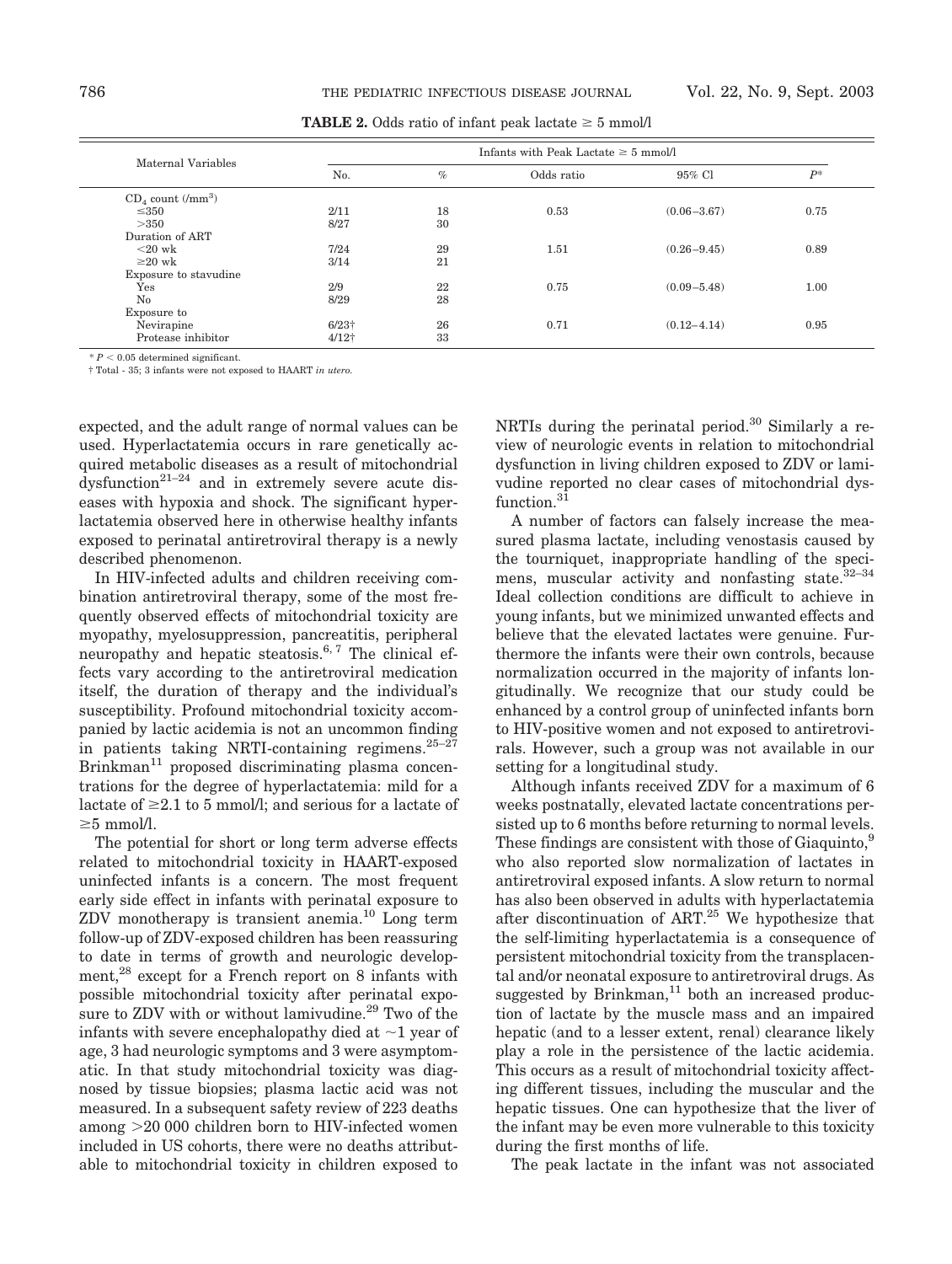**TABLE 2.** Odds ratio of infant peak lactate ≥ 5 mmol/l

| Maternal Variables | Infants with Peak Lactate ≥ 5 mmol/l | | | | |
|---|---|---|---|---|---|
| | No. | % | Odds ratio | 95% Cl | $P$* |
| $CD_4$ count (/mm³) | | | | | |
| ≤350 | 2/11 | 18 | 0.53 | (0.06–3.67) | 0.75 |
| >350 | 8/27 | 30 | | | |
| Duration of ART | | | | | |
| <20 wk | 7/24 | 29 | 1.51 | (0.26–9.45) | 0.89 |
| ≥20 wk | 3/14 | 21 | | | |
| Exposure to stavudine | | | | | |
| Yes | 2/9 | 22 | 0.75 | (0.09–5.48) | 1.00 |
| No | 8/29 | 28 | | | |
| Exposure to | | | | | |
| Nevirapine | 6/23† | 26 | 0.71 | (0.12–4.14) | 0.95 |
| Protease inhibitor | 4/12† | 33 | | | |

* $P < 0.05$ determined significant.

† Total - 35; 3 infants were not exposed to HAART *in utero*.

expected, and the adult range of normal values can be used. Hyperlactatemia occurs in rare genetically acquired metabolic diseases as a result of mitochondrial dysfunction[21–24] and in extremely severe acute diseases with hypoxia and shock. The significant hyperlactatemia observed here in otherwise healthy infants exposed to perinatal antiretroviral therapy is a newly described phenomenon.

In HIV-infected adults and children receiving combination antiretroviral therapy, some of the most frequently observed effects of mitochondrial toxicity are myopathy, myelosuppression, pancreatitis, peripheral neuropathy and hepatic steatosis.[6, 7] The clinical effects vary according to the antiretroviral medication itself, the duration of therapy and the individual's susceptibility. Profound mitochondrial toxicity accompanied by lactic acidemia is not an uncommon finding in patients taking NRTI-containing regimens.[25–27] Brinkman[11] proposed discriminating plasma concentrations for the degree of hyperlactatemia: mild for a lactate of ≥2.1 to 5 mmol/l; and serious for a lactate of ≥5 mmol/l.

The potential for short or long term adverse effects related to mitochondrial toxicity in HAART-exposed uninfected infants is a concern. The most frequent early side effect in infants with perinatal exposure to ZDV monotherapy is transient anemia.[10] Long term follow-up of ZDV-exposed children has been reassuring to date in terms of growth and neurologic development,[28] except for a French report on 8 infants with possible mitochondrial toxicity after perinatal exposure to ZDV with or without lamivudine.[29] Two of the infants with severe encephalopathy died at ~1 year of age, 3 had neurologic symptoms and 3 were asymptomatic. In that study mitochondrial toxicity was diagnosed by tissue biopsies; plasma lactic acid was not measured. In a subsequent safety review of 223 deaths among >20 000 children born to HIV-infected women included in US cohorts, there were no deaths attributable to mitochondrial toxicity in children exposed to NRTIs during the perinatal period.[30] Similarly a review of neurologic events in relation to mitochondrial dysfunction in living children exposed to ZDV or lamivudine reported no clear cases of mitochondrial dysfunction.[31]

A number of factors can falsely increase the measured plasma lactate, including venostasis caused by the tourniquet, inappropriate handling of the specimens, muscular activity and nonfasting state.[32–34] Ideal collection conditions are difficult to achieve in young infants, but we minimized unwanted effects and believe that the elevated lactates were genuine. Furthermore the infants were their own controls, because normalization occurred in the majority of infants longitudinally. We recognize that our study could be enhanced by a control group of uninfected infants born to HIV-positive women and not exposed to antiretrovirals. However, such a group was not available in our setting for a longitudinal study.

Although infants received ZDV for a maximum of 6 weeks postnatally, elevated lactate concentrations persisted up to 6 months before returning to normal levels. These findings are consistent with those of Giaquinto,[9] who also reported slow normalization of lactates in antiretroviral exposed infants. A slow return to normal has also been observed in adults with hyperlactatemia after discontinuation of ART.[25] We hypothesize that the self-limiting hyperlactatemia is a consequence of persistent mitochondrial toxicity from the transplacental and/or neonatal exposure to antiretroviral drugs. As suggested by Brinkman,[11] both an increased production of lactate by the muscle mass and an impaired hepatic (and to a lesser extent, renal) clearance likely play a role in the persistence of the lactic acidemia. This occurs as a result of mitochondrial toxicity affecting different tissues, including the muscular and the hepatic tissues. One can hypothesize that the liver of the infant may be even more vulnerable to this toxicity during the first months of life.

The peak lactate in the infant was not associated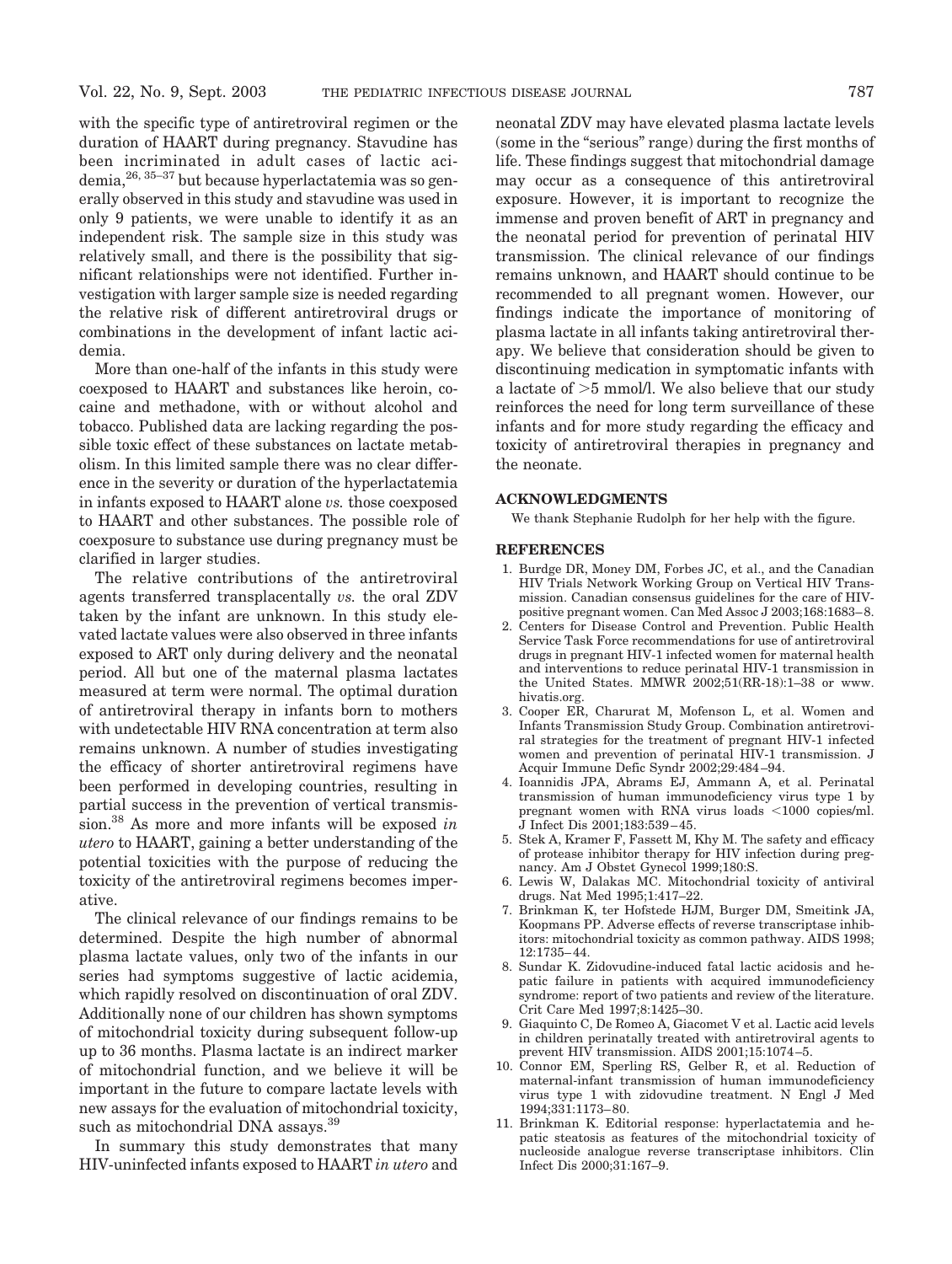with the specific type of antiretroviral regimen or the duration of HAART during pregnancy. Stavudine has been incriminated in adult cases of lactic acidemia,[26, 35–37] but because hyperlactatemia was so generally observed in this study and stavudine was used in only 9 patients, we were unable to identify it as an independent risk. The sample size in this study was relatively small, and there is the possibility that significant relationships were not identified. Further investigation with larger sample size is needed regarding the relative risk of different antiretroviral drugs or combinations in the development of infant lactic acidemia.

More than one-half of the infants in this study were coexposed to HAART and substances like heroin, cocaine and methadone, with or without alcohol and tobacco. Published data are lacking regarding the possible toxic effect of these substances on lactate metabolism. In this limited sample there was no clear difference in the severity or duration of the hyperlactatemia in infants exposed to HAART alone *vs.* those coexposed to HAART and other substances. The possible role of coexposure to substance use during pregnancy must be clarified in larger studies.

The relative contributions of the antiretroviral agents transferred transplacentally *vs.* the oral ZDV taken by the infant are unknown. In this study elevated lactate values were also observed in three infants exposed to ART only during delivery and the neonatal period. All but one of the maternal plasma lactates measured at term were normal. The optimal duration of antiretroviral therapy in infants born to mothers with undetectable HIV RNA concentration at term also remains unknown. A number of studies investigating the efficacy of shorter antiretroviral regimens have been performed in developing countries, resulting in partial success in the prevention of vertical transmission.[38] As more and more infants will be exposed *in utero* to HAART, gaining a better understanding of the potential toxicities with the purpose of reducing the toxicity of the antiretroviral regimens becomes imperative.

The clinical relevance of our findings remains to be determined. Despite the high number of abnormal plasma lactate values, only two of the infants in our series had symptoms suggestive of lactic acidemia, which rapidly resolved on discontinuation of oral ZDV. Additionally none of our children has shown symptoms of mitochondrial toxicity during subsequent follow-up up to 36 months. Plasma lactate is an indirect marker of mitochondrial function, and we believe it will be important in the future to compare lactate levels with new assays for the evaluation of mitochondrial toxicity, such as mitochondrial DNA assays.[39]

In summary this study demonstrates that many HIV-uninfected infants exposed to HAART *in utero* and neonatal ZDV may have elevated plasma lactate levels (some in the "serious" range) during the first months of life. These findings suggest that mitochondrial damage may occur as a consequence of this antiretroviral exposure. However, it is important to recognize the immense and proven benefit of ART in pregnancy and the neonatal period for prevention of perinatal HIV transmission. The clinical relevance of our findings remains unknown, and HAART should continue to be recommended to all pregnant women. However, our findings indicate the importance of monitoring of plasma lactate in all infants taking antiretroviral therapy. We believe that consideration should be given to discontinuing medication in symptomatic infants with a lactate of >5 mmol/l. We also believe that our study reinforces the need for long term surveillance of these infants and for more study regarding the efficacy and toxicity of antiretroviral therapies in pregnancy and the neonate.

## ACKNOWLEDGMENTS

We thank Stephanie Rudolph for her help with the figure.

## REFERENCES

1. Burdge DR, Money DM, Forbes JC, et al., and the Canadian HIV Trials Network Working Group on Vertical HIV Transmission. Canadian consensus guidelines for the care of HIV-positive pregnant women. Can Med Assoc J 2003;168:1683–8.
2. Centers for Disease Control and Prevention. Public Health Service Task Force recommendations for use of antiretroviral drugs in pregnant HIV-1 infected women for maternal health and interventions to reduce perinatal HIV-1 transmission in the United States. MMWR 2002;51(RR-18):1–38 or www.hivatis.org.
3. Cooper ER, Charurat M, Mofenson L, et al. Women and Infants Transmission Study Group. Combination antiretroviral strategies for the treatment of pregnant HIV-1 infected women and prevention of perinatal HIV-1 transmission. J Acquir Immune Defic Syndr 2002;29:484–94.
4. Ioannidis JPA, Abrams EJ, Ammann A, et al. Perinatal transmission of human immunodeficiency virus type 1 by pregnant women with RNA virus loads <1000 copies/ml. J Infect Dis 2001;183:539–45.
5. Stek A, Kramer F, Fassett M, Khy M. The safety and efficacy of protease inhibitor therapy for HIV infection during pregnancy. Am J Obstet Gynecol 1999;180:S.
6. Lewis W, Dalakas MC. Mitochondrial toxicity of antiviral drugs. Nat Med 1995;1:417–22.
7. Brinkman K, ter Hofstede HJM, Burger DM, Smeitink JA, Koopmans PP. Adverse effects of reverse transcriptase inhibitors: mitochondrial toxicity as common pathway. AIDS 1998;12:1735–44.
8. Sundar K. Zidovudine-induced fatal lactic acidosis and hepatic failure in patients with acquired immunodeficiency syndrome: report of two patients and review of the literature. Crit Care Med 1997;8:1425–30.
9. Giaquinto C, De Romeo A, Giacomet V et al. Lactic acid levels in children perinatally treated with antiretroviral agents to prevent HIV transmission. AIDS 2001;15:1074–5.
10. Connor EM, Sperling RS, Gelber R, et al. Reduction of maternal-infant transmission of human immunodeficiency virus type 1 with zidovudine treatment. N Engl J Med 1994;331:1173–80.
11. Brinkman K. Editorial response: hyperlactatemia and hepatic steatosis as features of the mitochondrial toxicity of nucleoside analogue reverse transcriptase inhibitors. Clin Infect Dis 2000;31:167–9.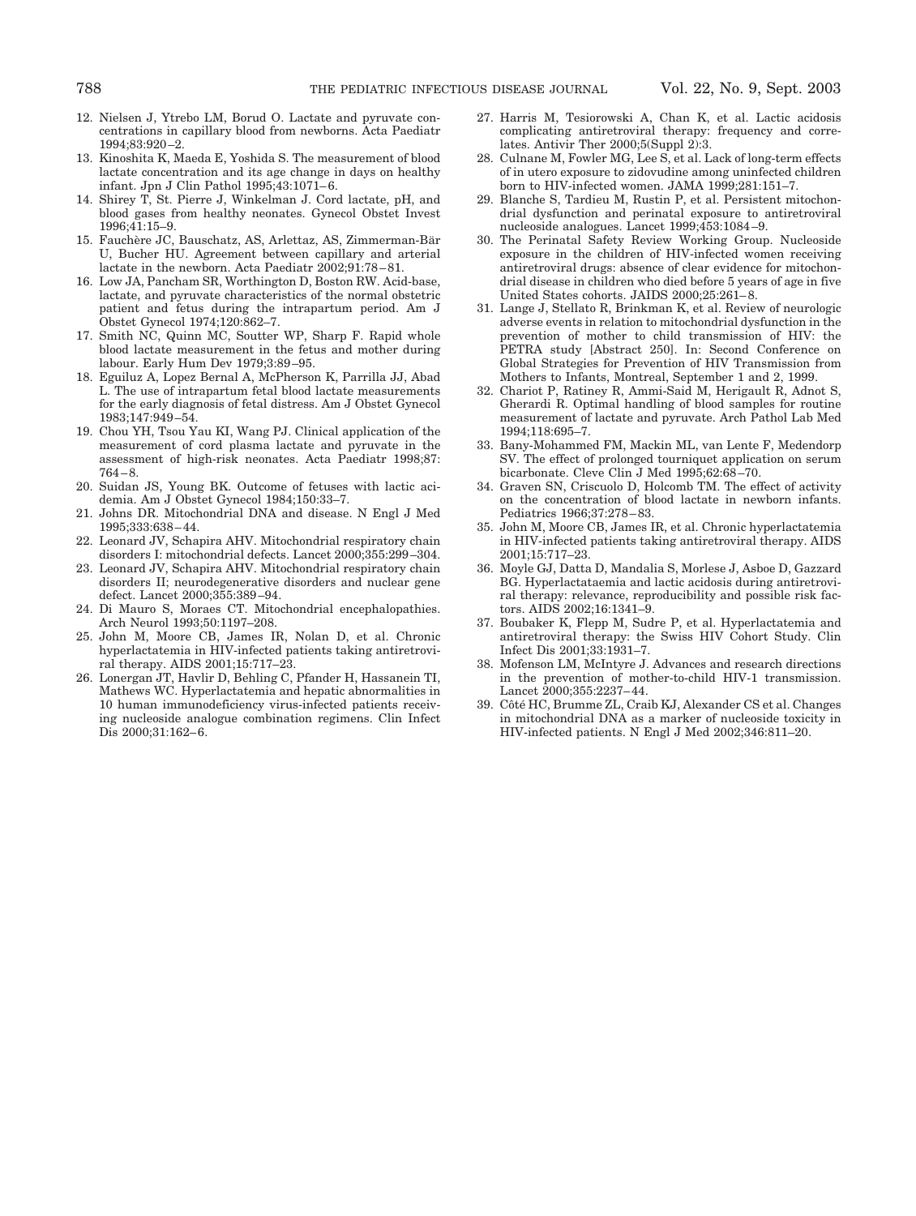12. Nielsen J, Ytrebo LM, Borud O. Lactate and pyruvate concentrations in capillary blood from newborns. Acta Paediatr 1994;83:920–2.
13. Kinoshita K, Maeda E, Yoshida S. The measurement of blood lactate concentration and its age change in days on healthy infant. Jpn J Clin Pathol 1995;43:1071–6.
14. Shirey T, St. Pierre J, Winkelman J. Cord lactate, pH, and blood gases from healthy neonates. Gynecol Obstet Invest 1996;41:15–9.
15. Fauchère JC, Bauschatz, AS, Arlettaz, AS, Zimmerman-Bär U, Bucher HU. Agreement between capillary and arterial lactate in the newborn. Acta Paediatr 2002;91:78–81.
16. Low JA, Pancham SR, Worthington D, Boston RW. Acid-base, lactate, and pyruvate characteristics of the normal obstetric patient and fetus during the intrapartum period. Am J Obstet Gynecol 1974;120:862–7.
17. Smith NC, Quinn MC, Soutter WP, Sharp F. Rapid whole blood lactate measurement in the fetus and mother during labour. Early Hum Dev 1979;3:89–95.
18. Eguiluz A, Lopez Bernal A, McPherson K, Parrilla JJ, Abad L. The use of intrapartum fetal blood lactate measurements for the early diagnosis of fetal distress. Am J Obstet Gynecol 1983;147:949–54.
19. Chou YH, Tsou Yau KI, Wang PJ. Clinical application of the measurement of cord plasma lactate and pyruvate in the assessment of high-risk neonates. Acta Paediatr 1998;87:764–8.
20. Suidan JS, Young BK. Outcome of fetuses with lactic acidemia. Am J Obstet Gynecol 1984;150:33–7.
21. Johns DR. Mitochondrial DNA and disease. N Engl J Med 1995;333:638–44.
22. Leonard JV, Schapira AHV. Mitochondrial respiratory chain disorders I: mitochondrial defects. Lancet 2000;355:299–304.
23. Leonard JV, Schapira AHV. Mitochondrial respiratory chain disorders II; neurodegenerative disorders and nuclear gene defect. Lancet 2000;355:389–94.
24. Di Mauro S, Moraes CT. Mitochondrial encephalopathies. Arch Neurol 1993;50:1197–208.
25. John M, Moore CB, James IR, Nolan D, et al. Chronic hyperlactatemia in HIV-infected patients taking antiretroviral therapy. AIDS 2001;15:717–23.
26. Lonergan JT, Havlir D, Behling C, Pfander H, Hassanein TI, Mathews WC. Hyperlactatemia and hepatic abnormalities in 10 human immunodeficiency virus-infected patients receiving nucleoside analogue combination regimens. Clin Infect Dis 2000;31:162–6.
27. Harris M, Tesiorowski A, Chan K, et al. Lactic acidosis complicating antiretroviral therapy: frequency and correlates. Antivir Ther 2000;5(Suppl 2):3.
28. Culnane M, Fowler MG, Lee S, et al. Lack of long-term effects of in utero exposure to zidovudine among uninfected children born to HIV-infected women. JAMA 1999;281:151–7.
29. Blanche S, Tardieu M, Rustin P, et al. Persistent mitochondrial dysfunction and perinatal exposure to antiretroviral nucleoside analogues. Lancet 1999;453:1084–9.
30. The Perinatal Safety Review Working Group. Nucleoside exposure in the children of HIV-infected women receiving antiretroviral drugs: absence of clear evidence for mitochondrial disease in children who died before 5 years of age in five United States cohorts. JAIDS 2000;25:261–8.
31. Lange J, Stellato R, Brinkman K, et al. Review of neurologic adverse events in relation to mitochondrial dysfunction in the prevention of mother to child transmission of HIV: the PETRA study [Abstract 250]. In: Second Conference on Global Strategies for Prevention of HIV Transmission from Mothers to Infants, Montreal, September 1 and 2, 1999.
32. Chariot P, Ratiney R, Ammi-Said M, Herigault R, Adnot S, Gherardi R. Optimal handling of blood samples for routine measurement of lactate and pyruvate. Arch Pathol Lab Med 1994;118:695–7.
33. Bany-Mohammed FM, Mackin ML, van Lente F, Medendorp SV. The effect of prolonged tourniquet application on serum bicarbonate. Cleve Clin J Med 1995;62:68–70.
34. Graven SN, Criscuolo D, Holcomb TM. The effect of activity on the concentration of blood lactate in newborn infants. Pediatrics 1966;37:278–83.
35. John M, Moore CB, James IR, et al. Chronic hyperlactatemia in HIV-infected patients taking antiretroviral therapy. AIDS 2001;15:717–23.
36. Moyle GJ, Datta D, Mandalia S, Morlese J, Asboe D, Gazzard BG. Hyperlactataemia and lactic acidosis during antiretroviral therapy: relevance, reproducibility and possible risk factors. AIDS 2002;16:1341–9.
37. Boubaker K, Flepp M, Sudre P, et al. Hyperlactatemia and antiretroviral therapy: the Swiss HIV Cohort Study. Clin Infect Dis 2001;33:1931–7.
38. Mofenson LM, McIntyre J. Advances and research directions in the prevention of mother-to-child HIV-1 transmission. Lancet 2000;355:2237–44.
39. Côté HC, Brumme ZL, Craib KJ, Alexander CS et al. Changes in mitochondrial DNA as a marker of nucleoside toxicity in HIV-infected patients. N Engl J Med 2002;346:811–20.